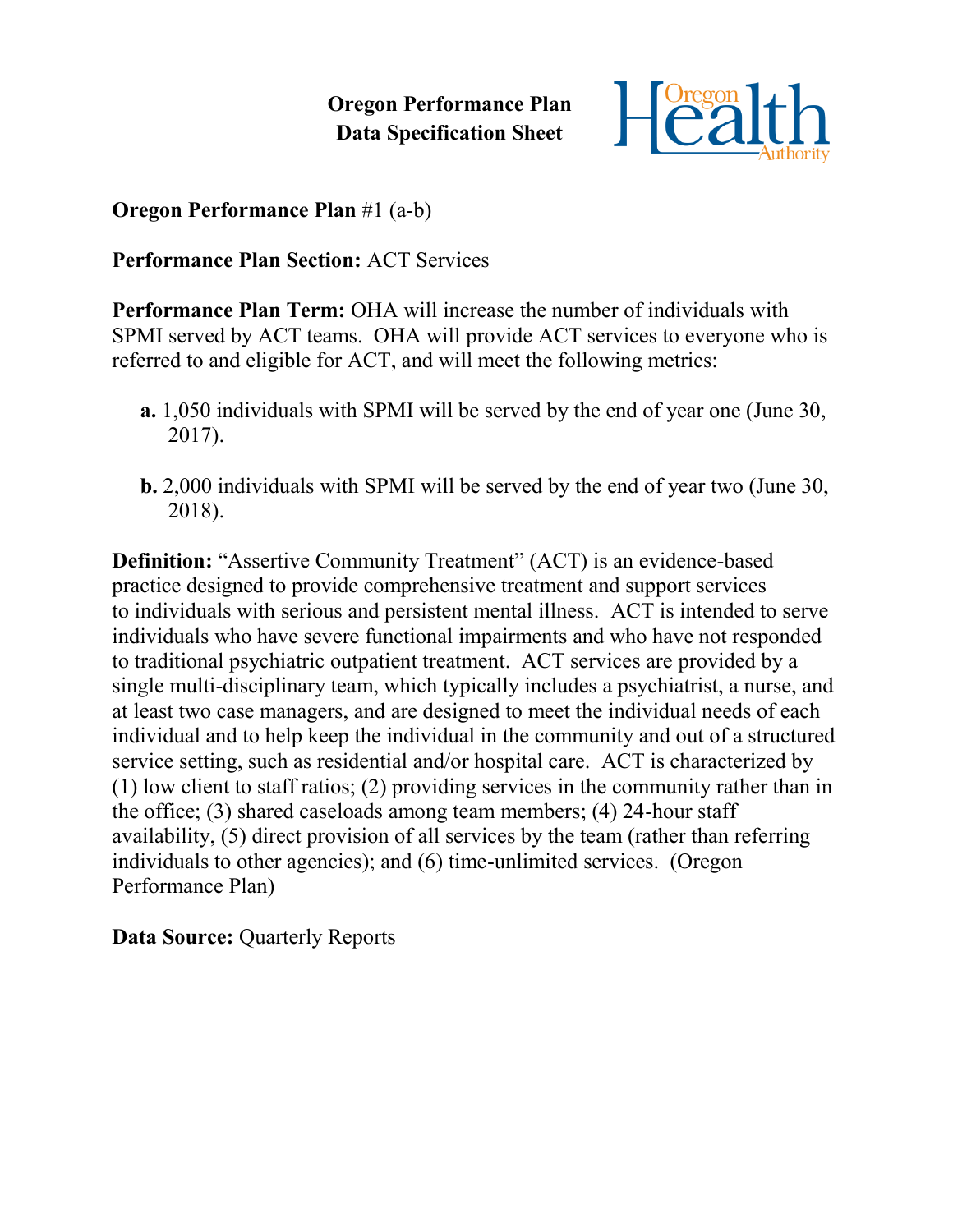**Oregon Performance Plan**
**Data Specification Sheet**

**Oregon Performance Plan** #1 (a-b)

**Performance Plan Section:** ACT Services

**Performance Plan Term:** OHA will increase the number of individuals with SPMI served by ACT teams. OHA will provide ACT services to everyone who is referred to and eligible for ACT, and will meet the following metrics:

- **a.** 1,050 individuals with SPMI will be served by the end of year one (June 30, 2017).
- **b.** 2,000 individuals with SPMI will be served by the end of year two (June 30, 2018).

**Definition:** "Assertive Community Treatment" (ACT) is an evidence-based practice designed to provide comprehensive treatment and support services to individuals with serious and persistent mental illness. ACT is intended to serve individuals who have severe functional impairments and who have not responded to traditional psychiatric outpatient treatment. ACT services are provided by a single multi-disciplinary team, which typically includes a psychiatrist, a nurse, and at least two case managers, and are designed to meet the individual needs of each individual and to help keep the individual in the community and out of a structured service setting, such as residential and/or hospital care. ACT is characterized by (1) low client to staff ratios; (2) providing services in the community rather than in the office; (3) shared caseloads among team members; (4) 24-hour staff availability, (5) direct provision of all services by the team (rather than referring individuals to other agencies); and (6) time-unlimited services. (Oregon Performance Plan)

**Data Source:** Quarterly Reports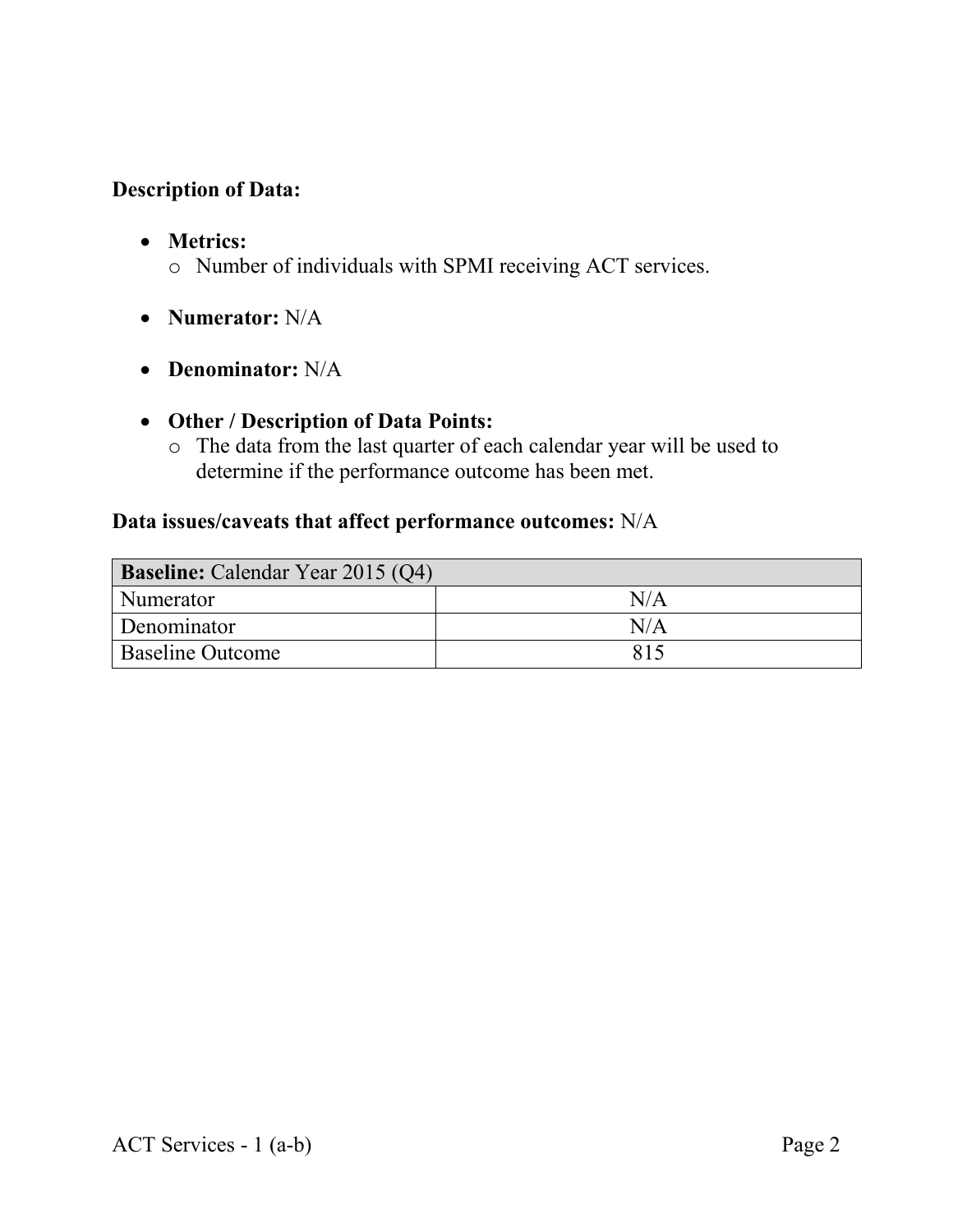**Description of Data:**

- **Metrics:**
  - Number of individuals with SPMI receiving ACT services.
- **Numerator:** N/A
- **Denominator:** N/A
- **Other / Description of Data Points:**
  - The data from the last quarter of each calendar year will be used to determine if the performance outcome has been met.

**Data issues/caveats that affect performance outcomes:** N/A

| **Baseline:** Calendar Year 2015 (Q4) | |
|---|---|
| Numerator | N/A |
| Denominator | N/A |
| Baseline Outcome | 815 |